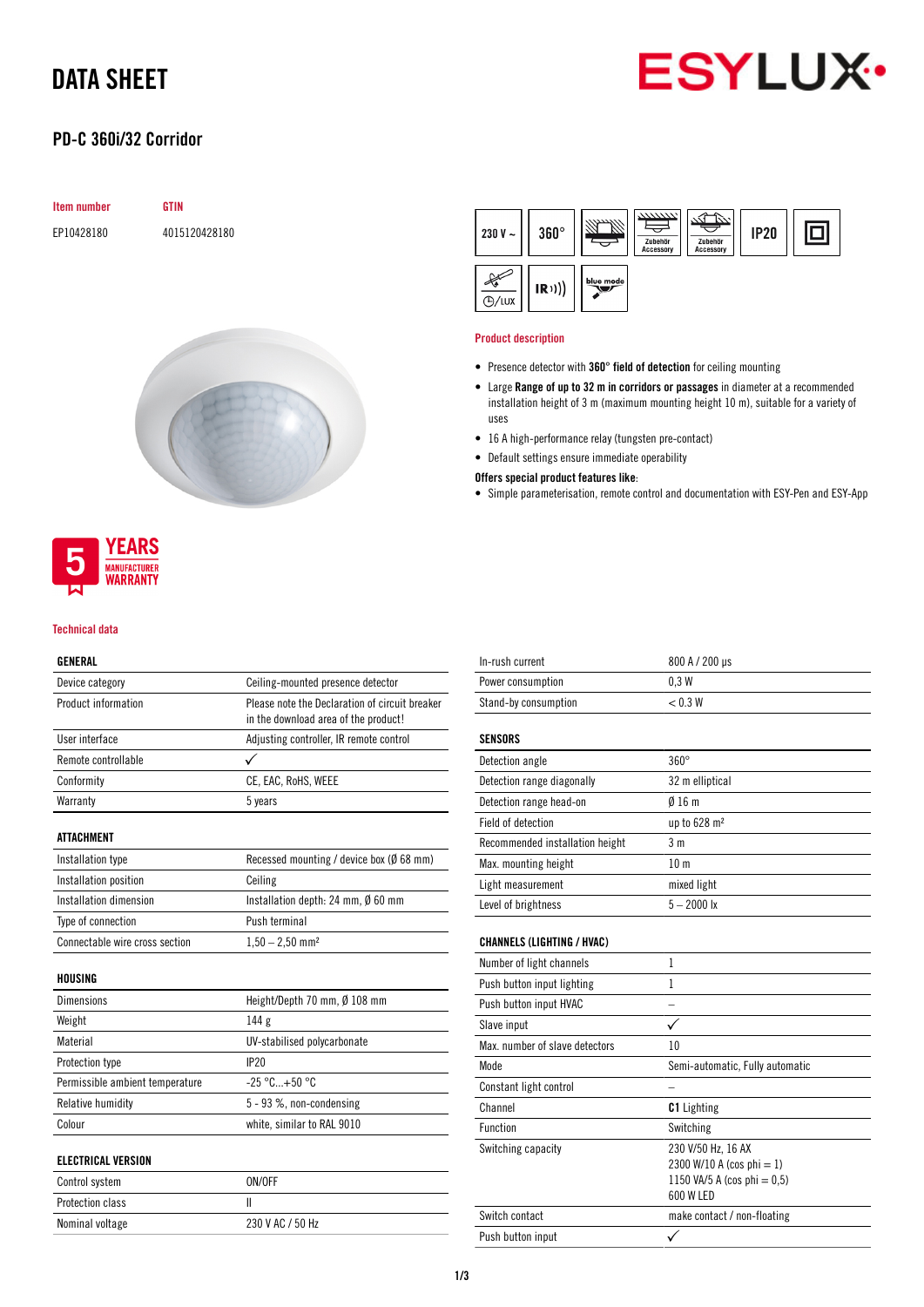# DATA SHEET

## PD-C 360i/32 Corridor

| Item number | GTIN |
|---|---|
| EP10428180 | 4015120428180 |

5 YEARS MANUFACTURER WARRANTY

### Product description

- Presence detector with **360° field of detection** for ceiling mounting
- Large **Range of up to 32 m in corridors or passages** in diameter at a recommended installation height of 3 m (maximum mounting height 10 m), suitable for a variety of uses
- 16 A high-performance relay (tungsten pre-contact)
- Default settings ensure immediate operability

**Offers special product features like:**

- Simple parameterisation, remote control and documentation with ESY-Pen and ESY-App

### Technical data

| GENERAL | |
|---|---|
| Device category | Ceiling-mounted presence detector |
| Product information | Please note the Declaration of circuit breaker in the download area of the product! |
| User interface | Adjusting controller, IR remote control |
| Remote controllable | ✓ |
| Conformity | CE, EAC, RoHS, WEEE |
| Warranty | 5 years |

| ATTACHMENT | |
|---|---|
| Installation type | Recessed mounting / device box (Ø 68 mm) |
| Installation position | Ceiling |
| Installation dimension | Installation depth: 24 mm, Ø 60 mm |
| Type of connection | Push terminal |
| Connectable wire cross section | 1,50 – 2,50 mm² |

| HOUSING | |
|---|---|
| Dimensions | Height/Depth 70 mm, Ø 108 mm |
| Weight | 144 g |
| Material | UV-stabilised polycarbonate |
| Protection type | IP20 |
| Permissible ambient temperature | -25 °C...+50 °C |
| Relative humidity | 5 - 93 %, non-condensing |
| Colour | white, similar to RAL 9010 |

| ELECTRICAL VERSION | |
|---|---|
| Control system | ON/OFF |
| Protection class | II |
| Nominal voltage | 230 V AC / 50 Hz |
| In-rush current | 800 A / 200 µs |
| Power consumption | 0,3 W |
| Stand-by consumption | < 0.3 W |

| SENSORS | |
|---|---|
| Detection angle | 360° |
| Detection range diagonally | 32 m elliptical |
| Detection range head-on | Ø 16 m |
| Field of detection | up to 628 m² |
| Recommended installation height | 3 m |
| Max. mounting height | 10 m |
| Light measurement | mixed light |
| Level of brightness | 5 – 2000 lx |

| CHANNELS (LIGHTING / HVAC) | |
|---|---|
| Number of light channels | 1 |
| Push button input lighting | 1 |
| Push button input HVAC | – |
| Slave input | ✓ |
| Max. number of slave detectors | 10 |
| Mode | Semi-automatic, Fully automatic |
| Constant light control | – |
| Channel | **C1** Lighting |
| Function | Switching |
| Switching capacity | 230 V/50 Hz, 16 AX<br>2300 W/10 A (cos phi = 1)<br>1150 VA/5 A (cos phi = 0,5)<br>600 W LED |
| Switch contact | make contact / non-floating |
| Push button input | ✓ |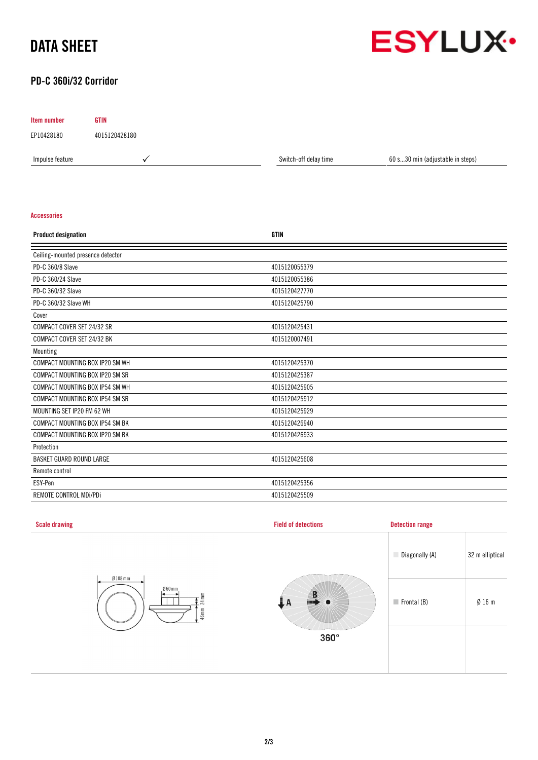# DATA SHEET

## PD-C 360i/32 Corridor

| Item number | GTIN |
|---|---|
| EP10428180 | 4015120428180 |

| Impulse feature | ✓ | Switch-off delay time | 60 s...30 min (adjustable in steps) |
|---|---|---|---|

### Accessories

| Product designation | GTIN |
|---|---|
| Ceiling-mounted presence detector | |
| PD-C 360/8 Slave | 4015120055379 |
| PD-C 360/24 Slave | 4015120055386 |
| PD-C 360/32 Slave | 4015120427770 |
| PD-C 360/32 Slave WH | 4015120425790 |
| Cover | |
| COMPACT COVER SET 24/32 SR | 4015120425431 |
| COMPACT COVER SET 24/32 BK | 4015120007491 |
| Mounting | |
| COMPACT MOUNTING BOX IP20 SM WH | 4015120425370 |
| COMPACT MOUNTING BOX IP20 SM SR | 4015120425387 |
| COMPACT MOUNTING BOX IP54 SM WH | 4015120425905 |
| COMPACT MOUNTING BOX IP54 SM SR | 4015120425912 |
| MOUNTING SET IP20 FM 62 WH | 4015120425929 |
| COMPACT MOUNTING BOX IP54 SM BK | 4015120426940 |
| COMPACT MOUNTING BOX IP20 SM BK | 4015120426933 |
| Protection | |
| BASKET GUARD ROUND LARGE | 4015120425608 |
| Remote control | |
| ESY-Pen | 4015120425356 |
| REMOTE CONTROL MDi/PDi | 4015120425509 |

### Scale drawing

Ø 108 mm, Ø 60 mm, 24 mm, 46 mm

### Field of detections

A, B, 360°

### Detection range

| | |
|---|---|
| Diagonally (A) | 32 m elliptical |
| Frontal (B) | Ø 16 m |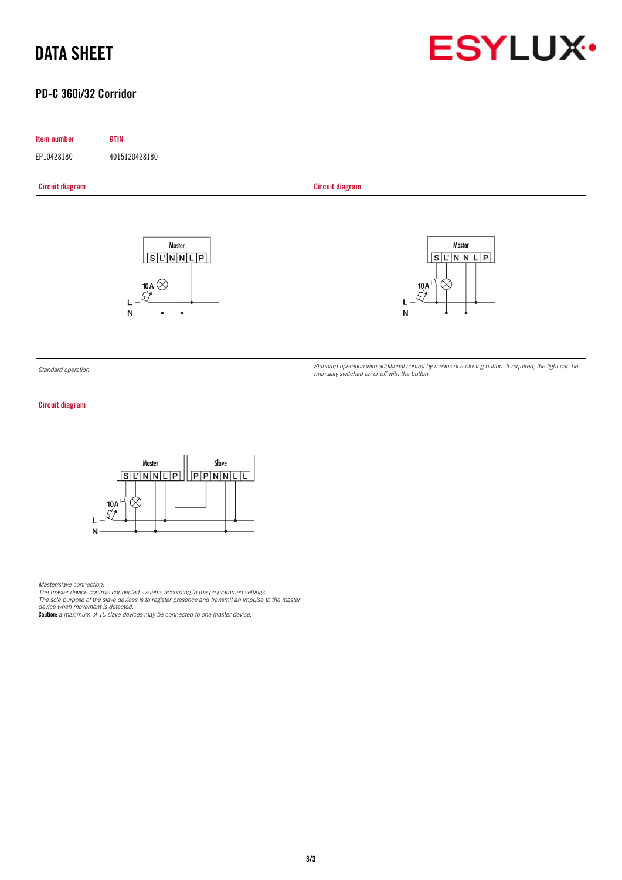# DATA SHEET

## PD-C 360i/32 Corridor

| Item number | GTIN |
| --- | --- |
| EP10428180 | 4015120428180 |

### Circuit diagram

Master

S L' N N L P

10A

L

N

*Standard operation*

### Circuit diagram

Master

S L' N N L P

10A

L

N

*Standard operation with additional control by means of a closing button. If required, the light can be manually switched on or off with the button.*

### Circuit diagram

Master

S L' N N L P

Slave

P P N N L L

10A

L

N

*Master/slave connection:*
*The master device controls connected systems according to the programmed settings.*
*The sole purpose of the slave devices is to register presence and transmit an impulse to the master device when movement is detected.*
**Caution:** *a maximum of 10 slave devices may be connected to one master device.*